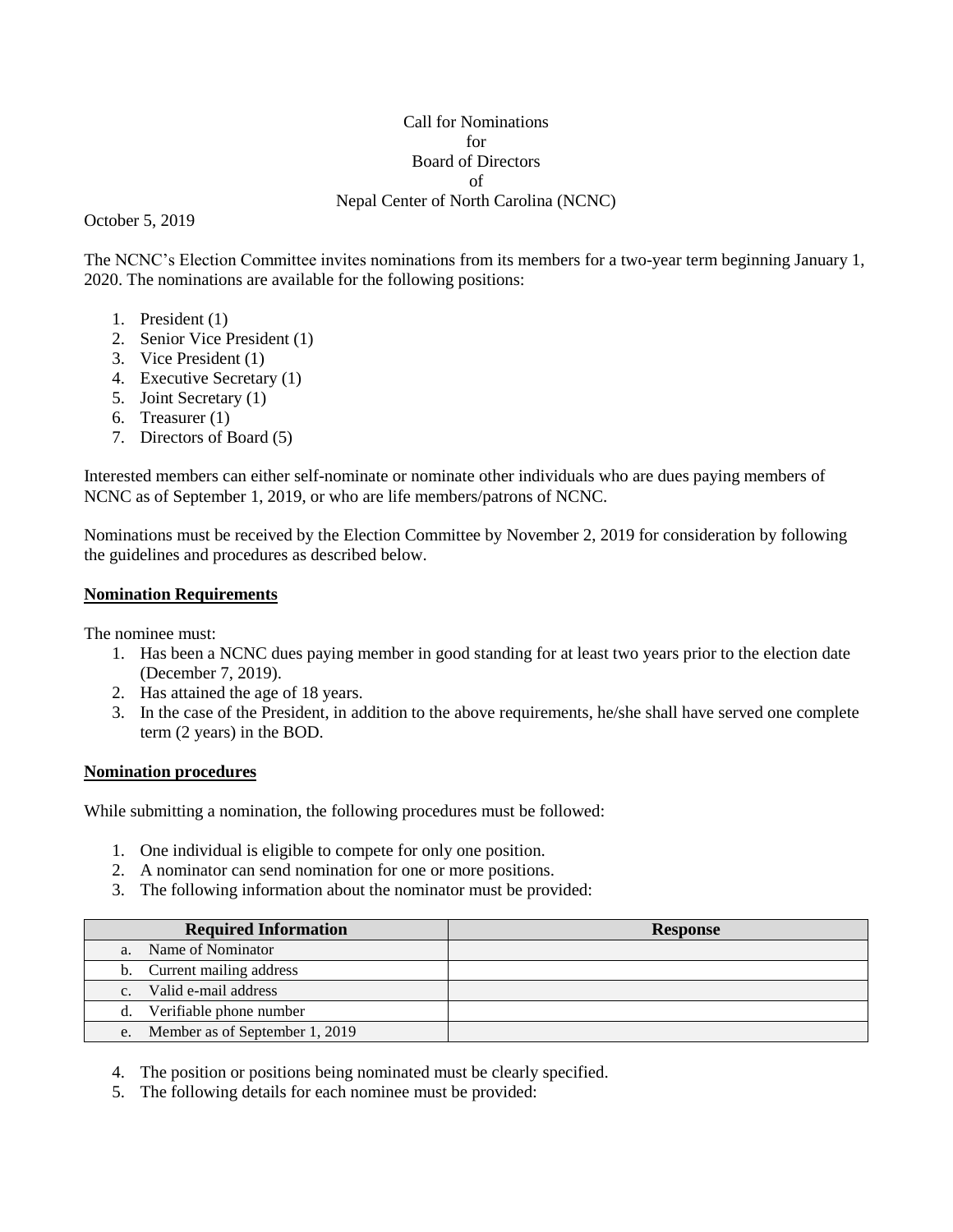Call for Nominations
for
Board of Directors
of
Nepal Center of North Carolina (NCNC)

October 5, 2019

The NCNC's Election Committee invites nominations from its members for a two-year term beginning January 1, 2020. The nominations are available for the following positions:

1. President (1)
2. Senior Vice President (1)
3. Vice President (1)
4. Executive Secretary (1)
5. Joint Secretary (1)
6. Treasurer (1)
7. Directors of Board (5)

Interested members can either self-nominate or nominate other individuals who are dues paying members of NCNC as of September 1, 2019, or who are life members/patrons of NCNC.

Nominations must be received by the Election Committee by November 2, 2019 for consideration by following the guidelines and procedures as described below.

**Nomination Requirements**

The nominee must:

1. Has been a NCNC dues paying member in good standing for at least two years prior to the election date (December 7, 2019).
2. Has attained the age of 18 years.
3. In the case of the President, in addition to the above requirements, he/she shall have served one complete term (2 years) in the BOD.

**Nomination procedures**

While submitting a nomination, the following procedures must be followed:

1. One individual is eligible to compete for only one position.
2. A nominator can send nomination for one or more positions.
3. The following information about the nominator must be provided:

| Required Information | Response |
|---|---|
| a. Name of Nominator | |
| b. Current mailing address | |
| c. Valid e-mail address | |
| d. Verifiable phone number | |
| e. Member as of September 1, 2019 | |

4. The position or positions being nominated must be clearly specified.
5. The following details for each nominee must be provided: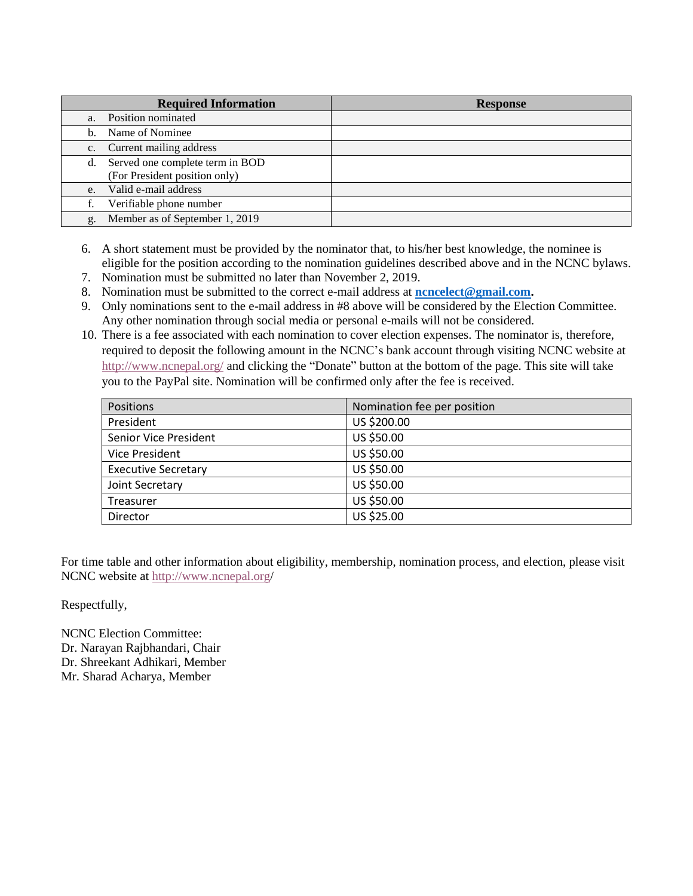| Required Information | Response |
|---|---|
| a. Position nominated | |
| b. Name of Nominee | |
| c. Current mailing address | |
| d. Served one complete term in BOD (For President position only) | |
| e. Valid e-mail address | |
| f. Verifiable phone number | |
| g. Member as of September 1, 2019 | |

6. A short statement must be provided by the nominator that, to his/her best knowledge, the nominee is eligible for the position according to the nomination guidelines described above and in the NCNC bylaws.
7. Nomination must be submitted no later than November 2, 2019.
8. Nomination must be submitted to the correct e-mail address at **ncncelect@gmail.com.**
9. Only nominations sent to the e-mail address in #8 above will be considered by the Election Committee. Any other nomination through social media or personal e-mails will not be considered.
10. There is a fee associated with each nomination to cover election expenses. The nominator is, therefore, required to deposit the following amount in the NCNC's bank account through visiting NCNC website at http://www.ncnepal.org/ and clicking the "Donate" button at the bottom of the page. This site will take you to the PayPal site. Nomination will be confirmed only after the fee is received.

| Positions | Nomination fee per position |
|---|---|
| President | US $200.00 |
| Senior Vice President | US $50.00 |
| Vice President | US $50.00 |
| Executive Secretary | US $50.00 |
| Joint Secretary | US $50.00 |
| Treasurer | US $50.00 |
| Director | US $25.00 |

For time table and other information about eligibility, membership, nomination process, and election, please visit NCNC website at http://www.ncnepal.org/

Respectfully,

NCNC Election Committee:
Dr. Narayan Rajbhandari, Chair
Dr. Shreekant Adhikari, Member
Mr. Sharad Acharya, Member